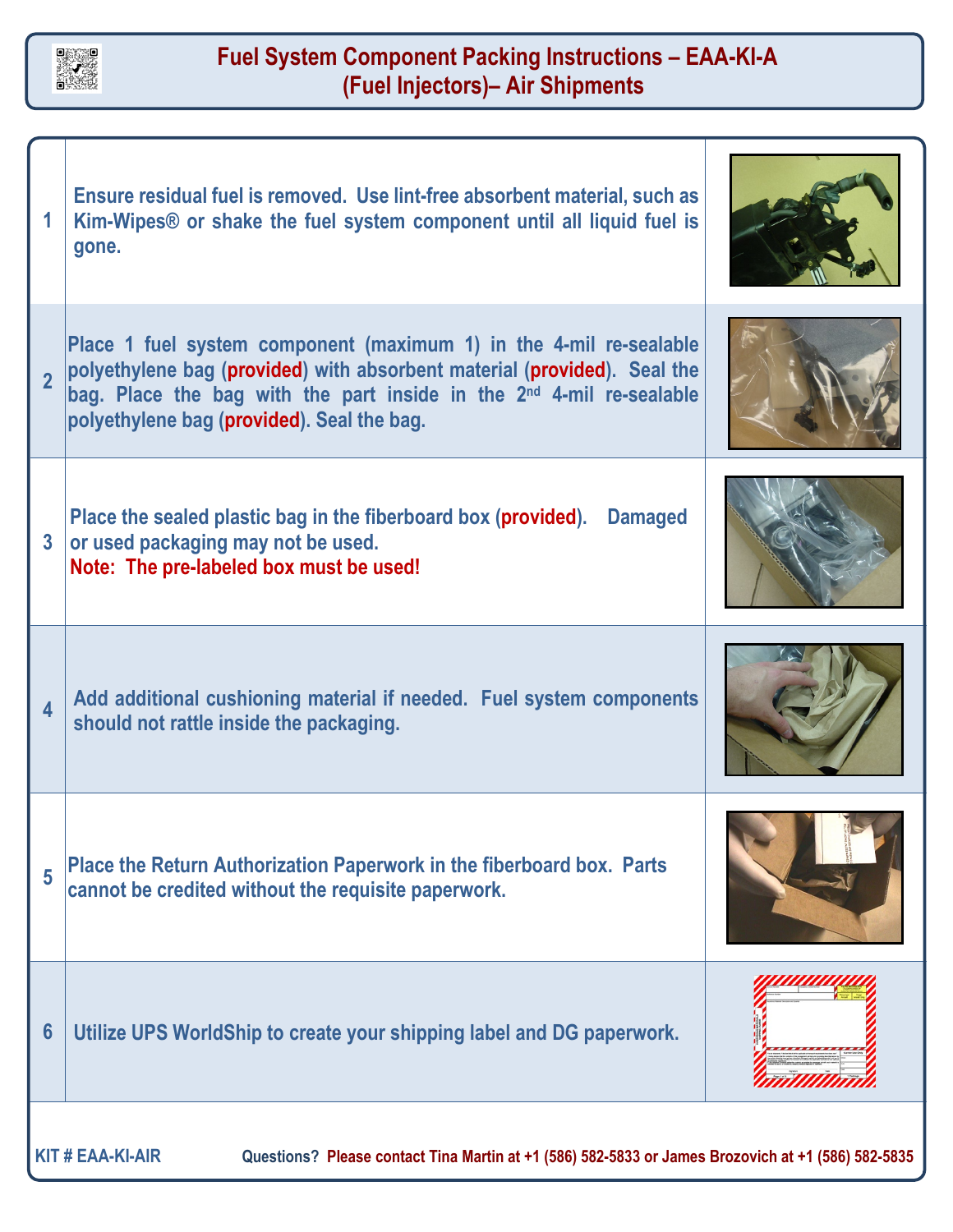# Fuel System Component Packing Instructions – EAA-KI-A (Fuel Injectors)– Air Shipments

| Step | Instruction |
|---|---|
| 1 | Ensure residual fuel is removed. Use lint-free absorbent material, such as Kim-Wipes® or shake the fuel system component until all liquid fuel is gone. |
| 2 | Place 1 fuel system component (maximum 1) in the 4-mil re-sealable polyethylene bag (**provided**) with absorbent material (**provided**). Seal the bag. Place the bag with the part inside in the 2nd 4-mil re-sealable polyethylene bag (**provided**). Seal the bag. |
| 3 | Place the sealed plastic bag in the fiberboard box (**provided**). Damaged or used packaging may not be used. **Note: The pre-labeled box must be used!** |
| 4 | Add additional cushioning material if needed. Fuel system components should not rattle inside the packaging. |
| 5 | Place the Return Authorization Paperwork in the fiberboard box. Parts cannot be credited without the requisite paperwork. |
| 6 | Utilize UPS WorldShip to create your shipping label and DG paperwork. |

KIT # EAA-KI-AIR

Questions? Please contact Tina Martin at +1 (586) 582-5833 or James Brozovich at +1 (586) 582-5835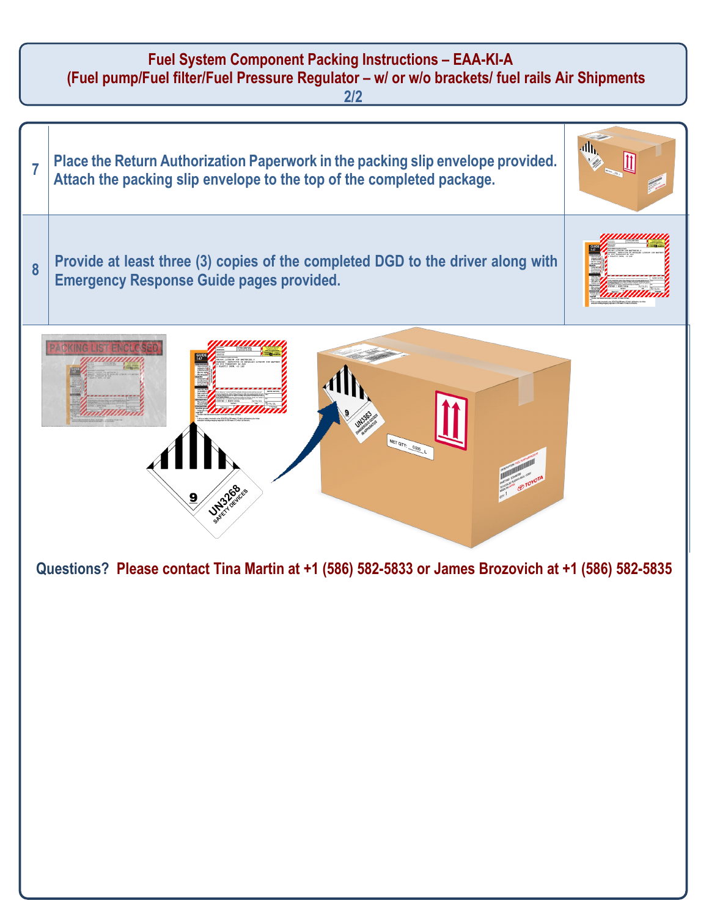# Fuel System Component Packing Instructions – EAA-KI-A
## (Fuel pump/Fuel filter/Fuel Pressure Regulator – w/ or w/o brackets/ fuel rails Air Shipments

| | | |
|---|---|---|
| 7 | **Place the Return Authorization Paperwork in the packing slip envelope provided. Attach the packing slip envelope to the top of the completed package.** | |
| 8 | **Provide at least three (3) copies of the completed DGD to the driver along with Emergency Response Guide pages provided.** | |

**Questions? Please contact Tina Martin at +1 (586) 582-5833 or James Brozovich at +1 (586) 582-5835**